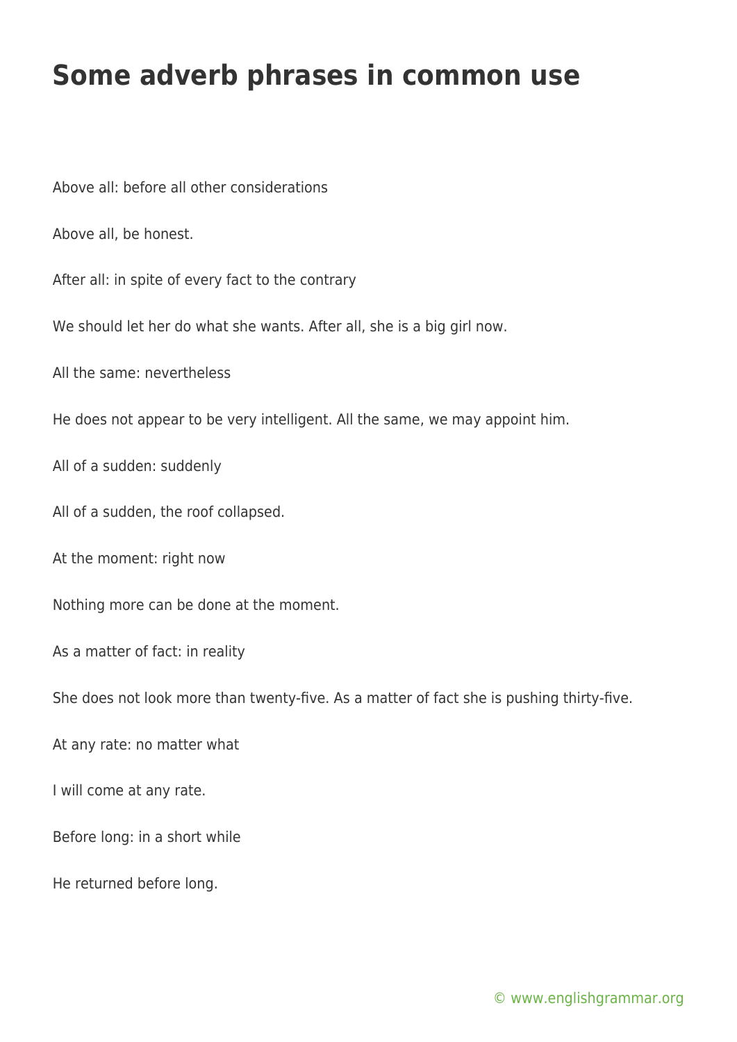# Some adverb phrases in common use

Above all: before all other considerations

Above all, be honest.

After all: in spite of every fact to the contrary

We should let her do what she wants. After all, she is a big girl now.

All the same: nevertheless

He does not appear to be very intelligent. All the same, we may appoint him.

All of a sudden: suddenly

All of a sudden, the roof collapsed.

At the moment: right now

Nothing more can be done at the moment.

As a matter of fact: in reality

She does not look more than twenty-five. As a matter of fact she is pushing thirty-five.

At any rate: no matter what

I will come at any rate.

Before long: in a short while

He returned before long.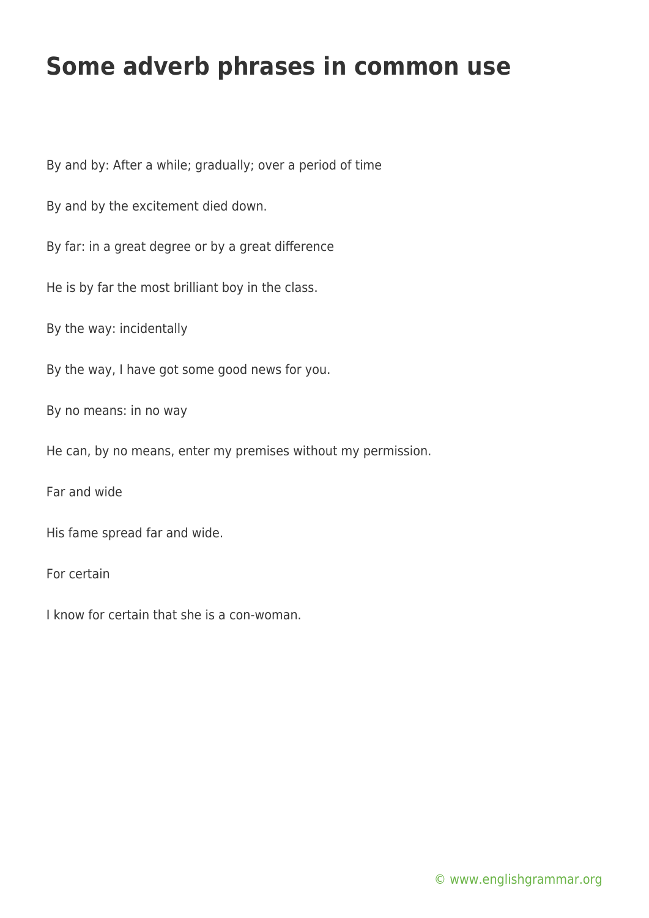# Some adverb phrases in common use

By and by: After a while; gradually; over a period of time

By and by the excitement died down.

By far: in a great degree or by a great difference

He is by far the most brilliant boy in the class.

By the way: incidentally

By the way, I have got some good news for you.

By no means: in no way

He can, by no means, enter my premises without my permission.

Far and wide

His fame spread far and wide.

For certain

I know for certain that she is a con-woman.

© www.englishgrammar.org